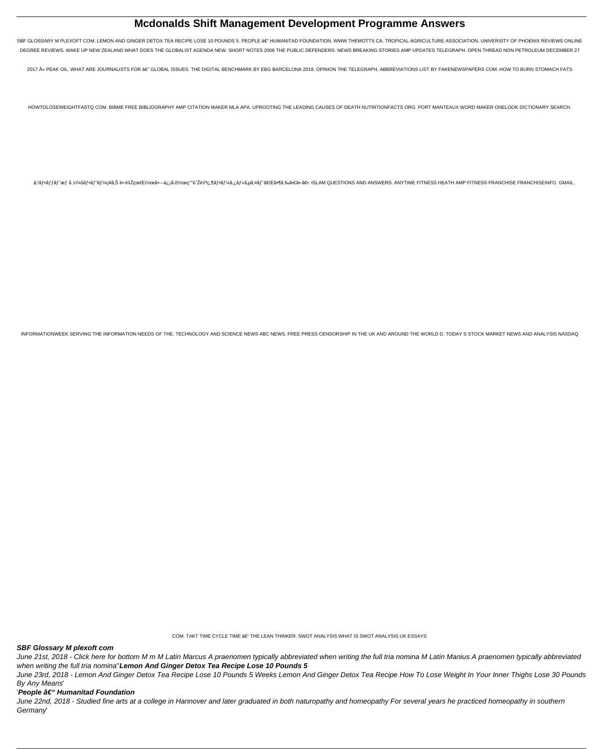# Mcdonalds Shift Management Development Programme Answers

SBF GLOSSARY M PLEXOFT COM. LEMON AND GINGER DETOX TEA RECIPE LOSE 10 POUNDS 5. PEOPLE â€" HUMANITAD FOUNDATION. WWW THEMOTTS CA. TROPICAL AGRICULTURE ASSOCIATION. UNIVERSITY OF PHOENIX REVIEWS ONLINE DEGREE REVIEWS. WAKE UP NEW ZEALAND WHAT DOES THE GLOBALIST AGENDA NEW. SHORT NOTES 2006 THE PUBLIC DEFENDERS. NEWS BREAKING STORIES AMP UPDATES TELEGRAPH. OPEN THREAD NON PETROLEUM DECEMBER 27 2017 Â» PEAK OIL. WHAT ARE JOURNALISTS FOR â€" GLOBAL ISSUES. THE DIGITAL BENCHMARK BY EBG BARCELONA 2018. OPINION THE TELEGRAPH. ABBREVIATIONS LIST BY FAKENEWSPAPERS COM. HOW TO BURN STOMACH FATS HOWTOLOSEWEIGHTFASTQ COM. BIBME FREE BIBLIOGRAPHY AMP CITATION MAKER MLA APA. UPROOTING THE LEADING CAUSES OF DEATH NUTRITIONFACTS ORG. PORT MANTEAUX WORD MAKER ONELOOK DICTIONARY SEARCH. ã‚¹ãƒ•ãƒƒãƒˆæƒ å ±ï¼šãƒ•ãƒ''ãƒ¼ç¥ã‚Š é•·é‡ŽçœŒï½œå•—ä¿¡å·žï½œç''°è"Žè‡ªç¶ãƒ•ãƒ¼ã‚¿ãƒ«ã‚µã‚¤ãƒˆã€Œã•¶ã‚‰ã•£ã•·ã€•. ISLAM QUESTIONS AND ANSWERS. ANYTIME FITNESS HEATH AMP FITNESS FRANCHISE FRANCHISEINFO. GMAIL. INFORMATIONWEEK SERVING THE INFORMATION NEEDS OF THE. TECHNOLOGY AND SCIENCE NEWS ABC NEWS. FREE PRESS CENSORSHIP IN THE UK AND AROUND THE WORLD D. TODAY S STOCK MARKET NEWS AND ANALYSIS NASDAQ COM. TAKT TIME CYCLE TIME â€" THE LEAN THINKER. SWOT ANALYSIS WHAT IS SWOT ANALYSIS UK ESSAYS

**SBF Glossary M plexoft com**

*June 21st, 2018 - Click here for bottom M m M Latin Marcus A praenomen typically abbreviated when writing the full tria nomina M Latin Manius A praenomen typically abbreviated when writing the full tria nomina*''**Lemon And Ginger Detox Tea Recipe Lose 10 Pounds 5**

*June 23rd, 2018 - Lemon And Ginger Detox Tea Recipe Lose 10 Pounds 5 Weeks Lemon And Ginger Detox Tea Recipe How To Lose Weight In Your Inner Thighs Lose 30 Pounds By Any Means*'

'***People â€" Humanitad Foundation***

*June 22nd, 2018 - Studied fine arts at a college in Hannover and later graduated in both naturopathy and homeopathy For several years he practiced homeopathy in southern Germany*'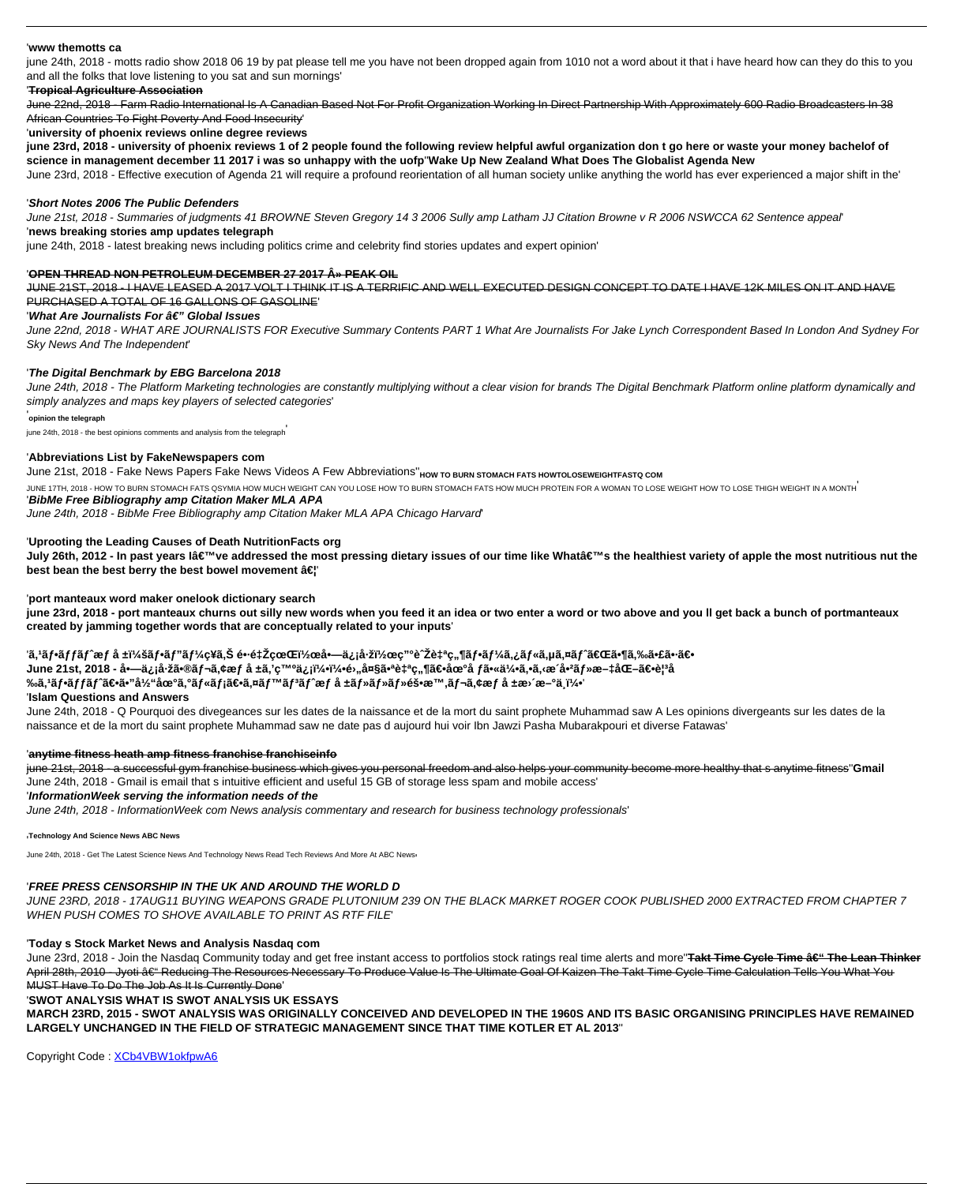'**www themotts ca**

june 24th, 2018 - motts radio show 2018 06 19 by pat please tell me you have not been dropped again from 1010 not a word about it that i have heard how can they do this to you and all the folks that love listening to you sat and sun mornings'

'**Tropical Agriculture Association**

~~June 22nd, 2018 - Farm Radio International Is A Canadian Based Not For Profit Organization Working In Direct Partnership With Approximately 600 Radio Broadcasters In 38 African Countries To Fight Poverty And Food Insecurity~~'

'**university of phoenix reviews online degree reviews**

**june 23rd, 2018 - university of phoenix reviews 1 of 2 people found the following review helpful awful organization don t go here or waste your money bachelof of science in management december 11 2017 i was so unhappy with the uofp**''**Wake Up New Zealand What Does The Globalist Agenda New**

June 23rd, 2018 - Effective execution of Agenda 21 will require a profound reorientation of all human society unlike anything the world has ever experienced a major shift in the'

'***Short Notes 2006 The Public Defenders***

*June 21st, 2018 - Summaries of judgments 41 BROWNE Steven Gregory 14 3 2006 Sully amp Latham JJ Citation Browne v R 2006 NSWCCA 62 Sentence appeal*'

'**news breaking stories amp updates telegraph**

june 24th, 2018 - latest breaking news including politics crime and celebrity find stories updates and expert opinion'

'**OPEN THREAD NON PETROLEUM DECEMBER 27 2017 Â» PEAK OIL**

JUNE 21ST, 2018 - I HAVE LEASED A 2017 VOLT I THINK IT IS A TERRIFIC AND WELL EXECUTED DESIGN CONCEPT TO DATE I HAVE 12K MILES ON IT AND HAVE PURCHASED A TOTAL OF 16 GALLONS OF GASOLINE'

'***What Are Journalists For â€" Global Issues***

*June 22nd, 2018 - WHAT ARE JOURNALISTS FOR Executive Summary Contents PART 1 What Are Journalists For Jake Lynch Correspondent Based In London And Sydney For Sky News And The Independent*'

'***The Digital Benchmark by EBG Barcelona 2018***

*June 24th, 2018 - The Platform Marketing technologies are constantly multiplying without a clear vision for brands The Digital Benchmark Platform online platform dynamically and simply analyzes and maps key players of selected categories*'

'**opinion the telegraph**

june 24th, 2018 - the best opinions comments and analysis from the telegraph'

'**Abbreviations List by FakeNewspapers com**

June 21st, 2018 - Fake News Papers Fake News Videos A Few Abbreviations''**HOW TO BURN STOMACH FATS HOWTOLOSEWEIGHTFASTQ COM**

JUNE 17TH, 2018 - HOW TO BURN STOMACH FATS QSYMIA HOW MUCH WEIGHT CAN YOU LOSE HOW TO BURN STOMACH FATS HOW MUCH PROTEIN FOR A WOMAN TO LOSE WEIGHT HOW TO LOSE THIGH WEIGHT IN A MONTH'

'***BibMe Free Bibliography amp Citation Maker MLA APA***

*June 24th, 2018 - BibMe Free Bibliography amp Citation Maker MLA APA Chicago Harvard*'

'**Uprooting the Leading Causes of Death NutritionFacts org**

**July 26th, 2012 - In past years Iâ€™ve addressed the most pressing dietary issues of our time like Whatâ€™s the healthiest variety of apple the most nutritious nut the best bean the best berry the best bowel movement â€¦**'

'**port manteaux word maker onelook dictionary search**

**june 23rd, 2018 - port manteaux churns out silly new words when you feed it an idea or two enter a word or two above and you ll get back a bunch of portmanteaux created by jamming together words that are conceptually related to your inputs**'

'**ã‚¹ãƒ•ãƒƒãƒˆæƒ å ±ï¼šãƒ•ãƒ"ãƒ¼ç¥ã‚Š é•·é‡ŽçœŒï½œå•—ä¿¡å·žï½œç''°è˜Žè‡ªç"¶ãƒ•ãƒ¼ã‚¿ãƒ«ã‚µã‚¤ãƒˆã€Œã•¶ã‚‰ã•£ã•·ã€• June 21st, 2018 - å•—ä¿¡å·žã•®ãƒ¬ã‚¸æƒ å ±ã'ç™ºä¿¡ï¼•ï¼•é›"å¤§ã•ªè‡ªç"¶ã€•åœ°å ƒã•«ä¼•ã‚•ã‚‹æ´å•²ãƒ»æ–‡åŒ–ã€•è¦³å‰ã‚¹ãƒ•ãƒƒãƒˆã€•ã•"å½"åœ°ã‚°ãƒ«ãƒ¡ã€•ã‚¤ãƒ™ãƒ³ãƒˆæƒ å ±ãƒ»ãƒ»éš•æ™'ãƒ¬ãƒ•ãƒ¼ãƒˆæƒ å ±æ›´æ–°ä¸­ï¼•**'

'**Islam Questions and Answers**

June 24th, 2018 - Q Pourquoi des divegeances sur les dates de la naissance et de la mort du saint prophete Muhammad saw A Les opinions divergeants sur les dates de la naissance et de la mort du saint prophete Muhammad saw ne date pas d aujourd hui voir Ibn Jawzi Pasha Mubarakpouri et diverse Fatawas'

'**anytime fitness heath amp fitness franchise franchiseinfo**

june 21st, 2018 - a successful gym franchise business which gives you personal freedom and also helps your community become more healthy that s anytime fitness''**Gmail**

June 24th, 2018 - Gmail is email that s intuitive efficient and useful 15 GB of storage less spam and mobile access'

'***InformationWeek serving the information needs of the***

*June 24th, 2018 - InformationWeek com News analysis commentary and research for business technology professionals*'

'**Technology And Science News ABC News**

June 24th, 2018 - Get The Latest Science News And Technology News Read Tech Reviews And More At ABC News'

'***FREE PRESS CENSORSHIP IN THE UK AND AROUND THE WORLD D***

*JUNE 23RD, 2018 - 17AUG11 BUYING WEAPONS GRADE PLUTONIUM 239 ON THE BLACK MARKET ROGER COOK PUBLISHED 2000 EXTRACTED FROM CHAPTER 7 WHEN PUSH COMES TO SHOVE AVAILABLE TO PRINT AS RTF FILE*'

'**Today s Stock Market News and Analysis Nasdaq com**

June 23rd, 2018 - Join the Nasdaq Community today and get free instant access to portfolios stock ratings real time alerts and more''**Takt Time Cycle Time â€" The Lean Thinker**

~~April 28th, 2010 - Jyoti â€" Reducing The Resources Necessary To Produce Value Is The Ultimate Goal Of Kaizen The Takt Time Cycle Time Calculation Tells You What You MUST Have To Do The Job As It Is Currently Done~~'

'**SWOT ANALYSIS WHAT IS SWOT ANALYSIS UK ESSAYS**

**MARCH 23RD, 2015 - SWOT ANALYSIS WAS ORIGINALLY CONCEIVED AND DEVELOPED IN THE 1960S AND ITS BASIC ORGANISING PRINCIPLES HAVE REMAINED LARGELY UNCHANGED IN THE FIELD OF STRATEGIC MANAGEMENT SINCE THAT TIME KOTLER ET AL 2013**''

Copyright Code : XCb4VBW1okfpwA6